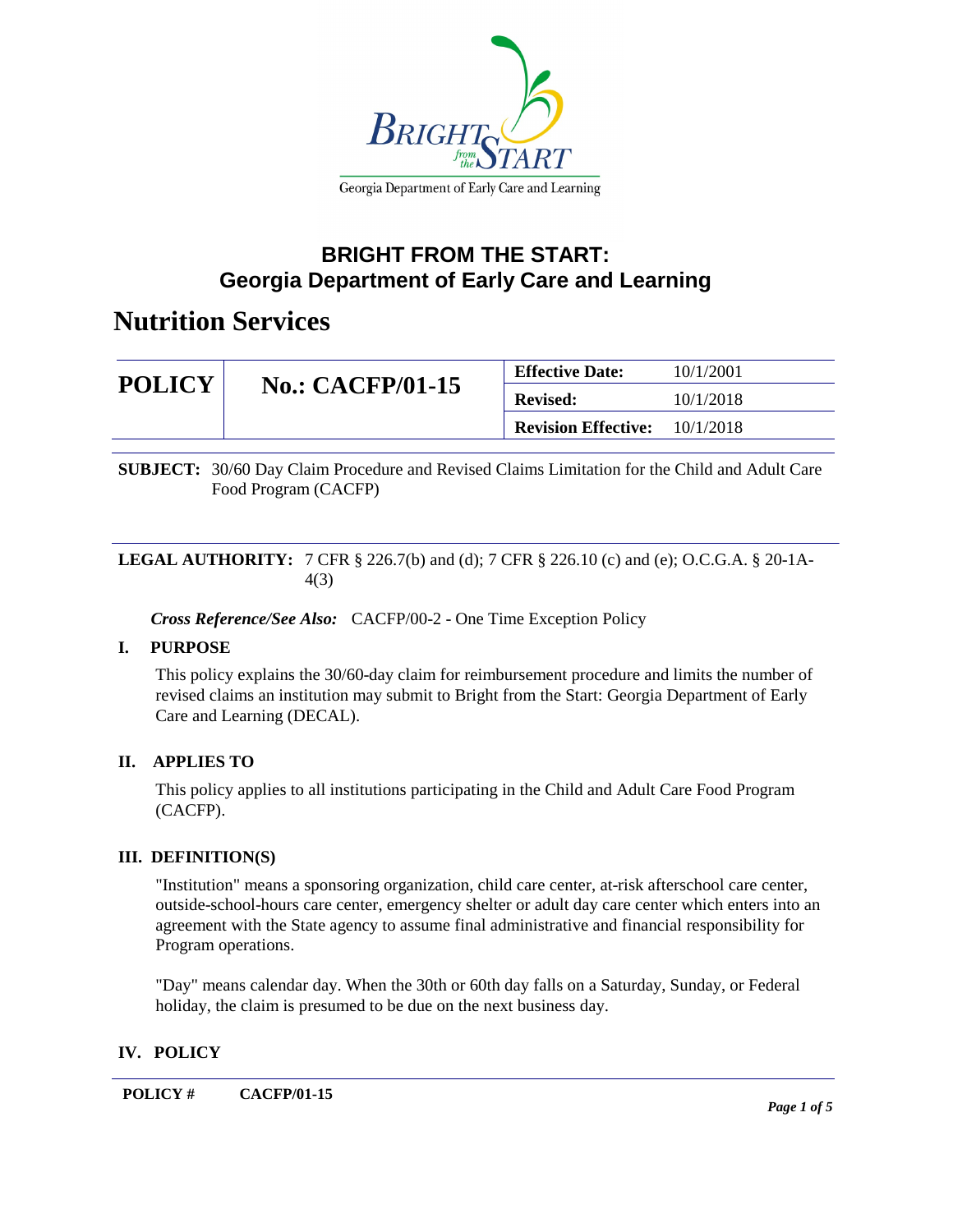# BRIGHT FROM THE START:
# Georgia Department of Early Care and Learning

# Nutrition Services

| POLICY | No.: CACFP/01-15 | Effective Date: | 10/1/2001 |
|---|---|---|---|
| | | Revised: | 10/1/2018 |
| | | Revision Effective: | 10/1/2018 |

**SUBJECT:** 30/60 Day Claim Procedure and Revised Claims Limitation for the Child and Adult Care Food Program (CACFP)

**LEGAL AUTHORITY:** 7 CFR § 226.7(b) and (d); 7 CFR § 226.10 (c) and (e); O.C.G.A. § 20-1A-4(3)

***Cross Reference/See Also:*** CACFP/00-2 - One Time Exception Policy

## I. PURPOSE

This policy explains the 30/60-day claim for reimbursement procedure and limits the number of revised claims an institution may submit to Bright from the Start: Georgia Department of Early Care and Learning (DECAL).

## II. APPLIES TO

This policy applies to all institutions participating in the Child and Adult Care Food Program (CACFP).

## III. DEFINITION(S)

"Institution" means a sponsoring organization, child care center, at-risk afterschool care center, outside-school-hours care center, emergency shelter or adult day care center which enters into an agreement with the State agency to assume final administrative and financial responsibility for Program operations.

"Day" means calendar day. When the 30th or 60th day falls on a Saturday, Sunday, or Federal holiday, the claim is presumed to be due on the next business day.

## IV. POLICY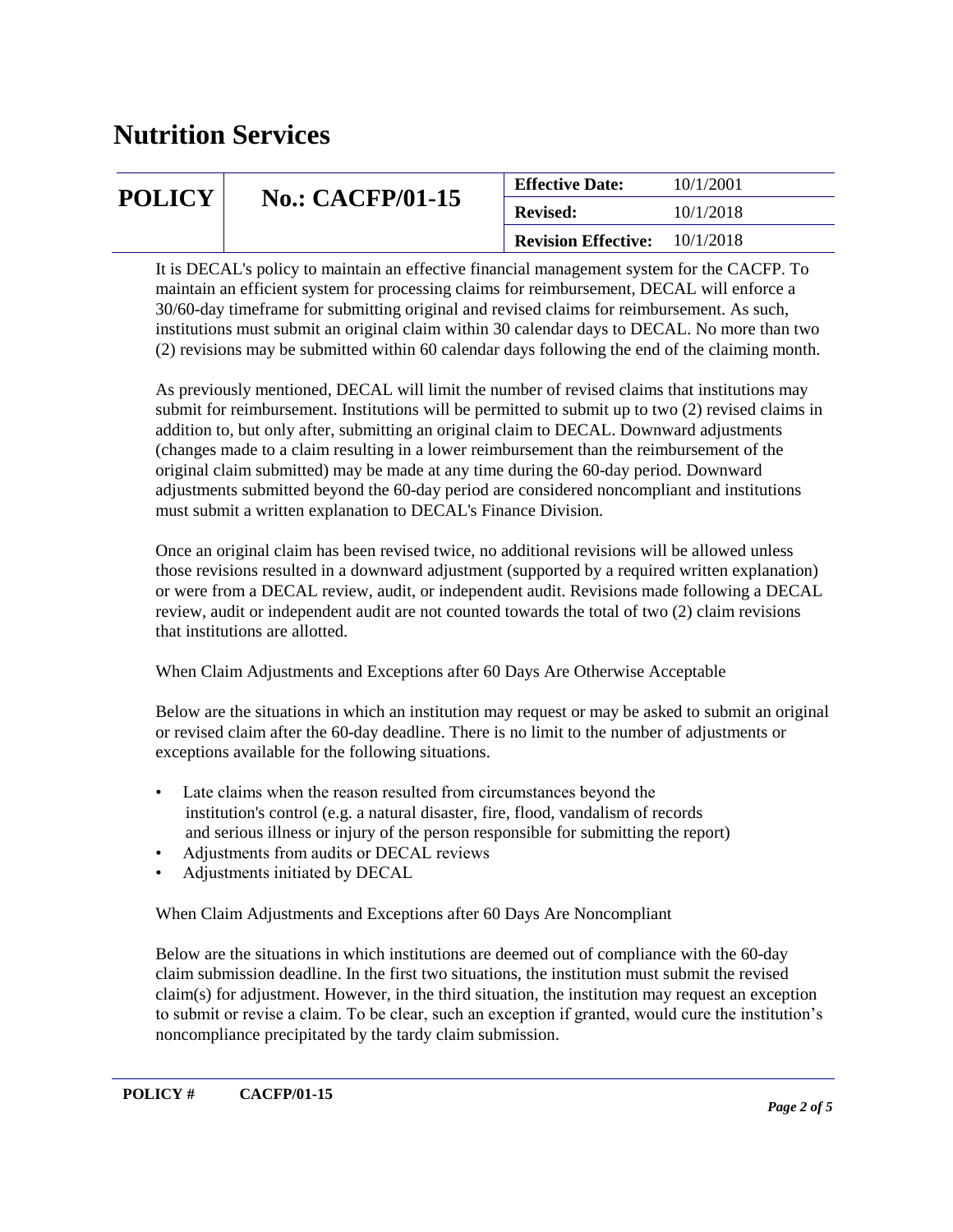# Nutrition Services

| POLICY | No.: CACFP/01-15 | Effective Date: | 10/1/2001 |
|---|---|---|---|
| | | Revised: | 10/1/2018 |
| | | Revision Effective: | 10/1/2018 |

It is DECAL's policy to maintain an effective financial management system for the CACFP. To maintain an efficient system for processing claims for reimbursement, DECAL will enforce a 30/60-day timeframe for submitting original and revised claims for reimbursement. As such, institutions must submit an original claim within 30 calendar days to DECAL. No more than two (2) revisions may be submitted within 60 calendar days following the end of the claiming month.

As previously mentioned, DECAL will limit the number of revised claims that institutions may submit for reimbursement. Institutions will be permitted to submit up to two (2) revised claims in addition to, but only after, submitting an original claim to DECAL. Downward adjustments (changes made to a claim resulting in a lower reimbursement than the reimbursement of the original claim submitted) may be made at any time during the 60-day period. Downward adjustments submitted beyond the 60-day period are considered noncompliant and institutions must submit a written explanation to DECAL's Finance Division.

Once an original claim has been revised twice, no additional revisions will be allowed unless those revisions resulted in a downward adjustment (supported by a required written explanation) or were from a DECAL review, audit, or independent audit. Revisions made following a DECAL review, audit or independent audit are not counted towards the total of two (2) claim revisions that institutions are allotted.

When Claim Adjustments and Exceptions after 60 Days Are Otherwise Acceptable

Below are the situations in which an institution may request or may be asked to submit an original or revised claim after the 60-day deadline. There is no limit to the number of adjustments or exceptions available for the following situations.

- Late claims when the reason resulted from circumstances beyond the institution's control (e.g. a natural disaster, fire, flood, vandalism of records and serious illness or injury of the person responsible for submitting the report)
- Adjustments from audits or DECAL reviews
- Adjustments initiated by DECAL

When Claim Adjustments and Exceptions after 60 Days Are Noncompliant

Below are the situations in which institutions are deemed out of compliance with the 60-day claim submission deadline. In the first two situations, the institution must submit the revised claim(s) for adjustment. However, in the third situation, the institution may request an exception to submit or revise a claim. To be clear, such an exception if granted, would cure the institution's noncompliance precipitated by the tardy claim submission.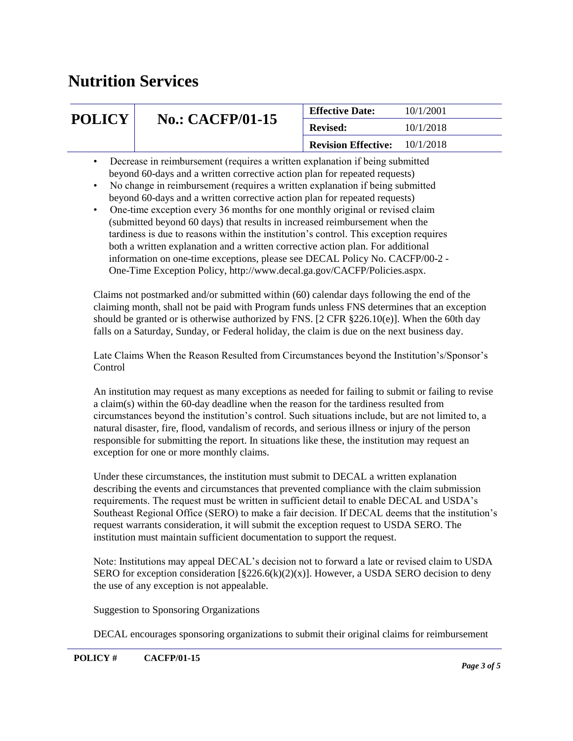- Decrease in reimbursement (requires a written explanation if being submitted beyond 60-days and a written corrective action plan for repeated requests)
- No change in reimbursement (requires a written explanation if being submitted beyond 60-days and a written corrective action plan for repeated requests)
- One-time exception every 36 months for one monthly original or revised claim (submitted beyond 60 days) that results in increased reimbursement when the tardiness is due to reasons within the institution's control. This exception requires both a written explanation and a written corrective action plan. For additional information on one-time exceptions, please see DECAL Policy No. CACFP/00-2 - One-Time Exception Policy, http://www.decal.ga.gov/CACFP/Policies.aspx.

Claims not postmarked and/or submitted within (60) calendar days following the end of the claiming month, shall not be paid with Program funds unless FNS determines that an exception should be granted or is otherwise authorized by FNS. [2 CFR §226.10(e)]. When the 60th day falls on a Saturday, Sunday, or Federal holiday, the claim is due on the next business day.

Late Claims When the Reason Resulted from Circumstances beyond the Institution's/Sponsor's Control

An institution may request as many exceptions as needed for failing to submit or failing to revise a claim(s) within the 60-day deadline when the reason for the tardiness resulted from circumstances beyond the institution's control. Such situations include, but are not limited to, a natural disaster, fire, flood, vandalism of records, and serious illness or injury of the person responsible for submitting the report. In situations like these, the institution may request an exception for one or more monthly claims.

Under these circumstances, the institution must submit to DECAL a written explanation describing the events and circumstances that prevented compliance with the claim submission requirements. The request must be written in sufficient detail to enable DECAL and USDA's Southeast Regional Office (SERO) to make a fair decision. If DECAL deems that the institution's request warrants consideration, it will submit the exception request to USDA SERO. The institution must maintain sufficient documentation to support the request.

Note: Institutions may appeal DECAL's decision not to forward a late or revised claim to USDA SERO for exception consideration [§226.6(k)(2)(x)]. However, a USDA SERO decision to deny the use of any exception is not appealable.

Suggestion to Sponsoring Organizations

DECAL encourages sponsoring organizations to submit their original claims for reimbursement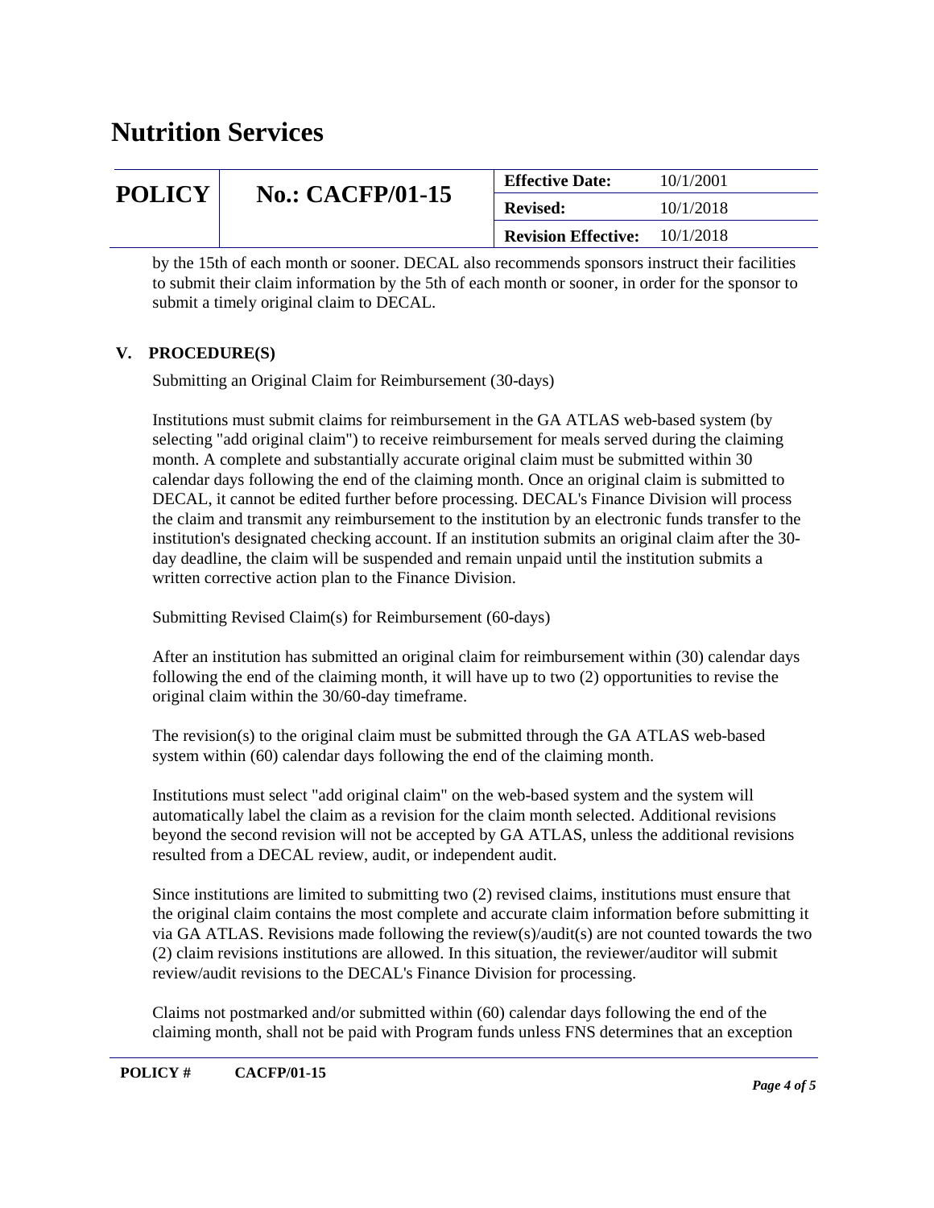by the 15th of each month or sooner. DECAL also recommends sponsors instruct their facilities to submit their claim information by the 5th of each month or sooner, in order for the sponsor to submit a timely original claim to DECAL.

## V. PROCEDURE(S)

Submitting an Original Claim for Reimbursement (30-days)

Institutions must submit claims for reimbursement in the GA ATLAS web-based system (by selecting "add original claim") to receive reimbursement for meals served during the claiming month. A complete and substantially accurate original claim must be submitted within 30 calendar days following the end of the claiming month. Once an original claim is submitted to DECAL, it cannot be edited further before processing. DECAL's Finance Division will process the claim and transmit any reimbursement to the institution by an electronic funds transfer to the institution's designated checking account. If an institution submits an original claim after the 30-day deadline, the claim will be suspended and remain unpaid until the institution submits a written corrective action plan to the Finance Division.

Submitting Revised Claim(s) for Reimbursement (60-days)

After an institution has submitted an original claim for reimbursement within (30) calendar days following the end of the claiming month, it will have up to two (2) opportunities to revise the original claim within the 30/60-day timeframe.

The revision(s) to the original claim must be submitted through the GA ATLAS web-based system within (60) calendar days following the end of the claiming month.

Institutions must select "add original claim" on the web-based system and the system will automatically label the claim as a revision for the claim month selected. Additional revisions beyond the second revision will not be accepted by GA ATLAS, unless the additional revisions resulted from a DECAL review, audit, or independent audit.

Since institutions are limited to submitting two (2) revised claims, institutions must ensure that the original claim contains the most complete and accurate claim information before submitting it via GA ATLAS. Revisions made following the review(s)/audit(s) are not counted towards the two (2) claim revisions institutions are allowed. In this situation, the reviewer/auditor will submit review/audit revisions to the DECAL's Finance Division for processing.

Claims not postmarked and/or submitted within (60) calendar days following the end of the claiming month, shall not be paid with Program funds unless FNS determines that an exception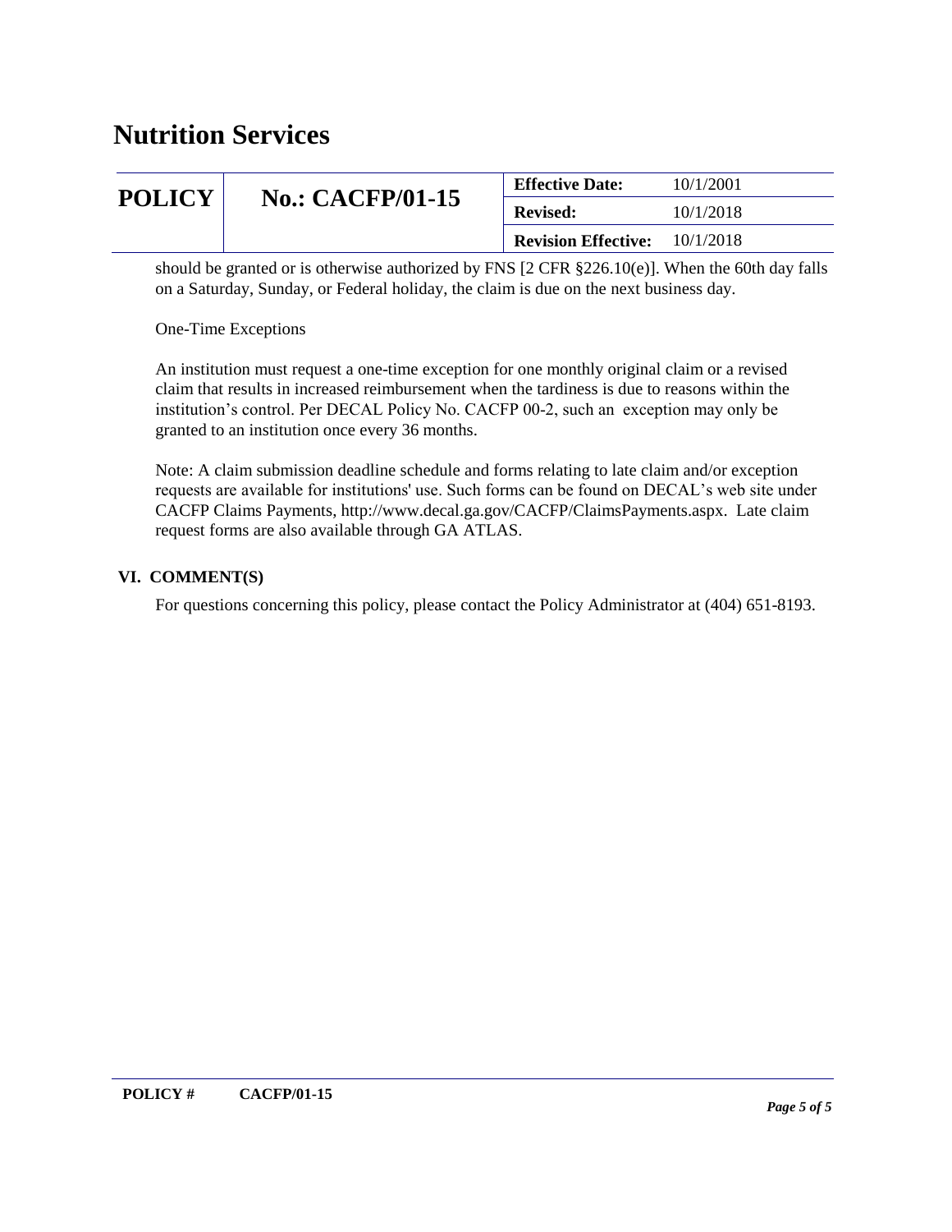should be granted or is otherwise authorized by FNS [2 CFR §226.10(e)]. When the 60th day falls on a Saturday, Sunday, or Federal holiday, the claim is due on the next business day.

One-Time Exceptions

An institution must request a one-time exception for one monthly original claim or a revised claim that results in increased reimbursement when the tardiness is due to reasons within the institution's control. Per DECAL Policy No. CACFP 00-2, such an exception may only be granted to an institution once every 36 months.

Note: A claim submission deadline schedule and forms relating to late claim and/or exception requests are available for institutions' use. Such forms can be found on DECAL's web site under CACFP Claims Payments, http://www.decal.ga.gov/CACFP/ClaimsPayments.aspx. Late claim request forms are also available through GA ATLAS.

## VI. COMMENT(S)

For questions concerning this policy, please contact the Policy Administrator at (404) 651-8193.